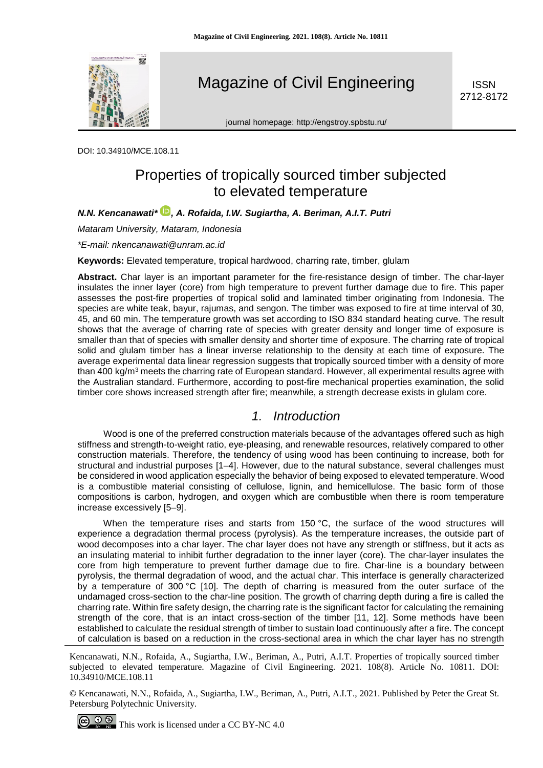DOI: 10.34910/MCE.108.11

# Properties of tropically sourced timber subjected to elevated temperature

***N.N. Kencanawati\*, A. Rofaida, I.W. Sugiartha, A. Beriman, A.I.T. Putri***

*Mataram University, Mataram, Indonesia*

*\*E-mail: nkencanawati@unram.ac.id*

**Keywords:** Elevated temperature, tropical hardwood, charring rate, timber, glulam

**Abstract.** Char layer is an important parameter for the fire-resistance design of timber. The char-layer insulates the inner layer (core) from high temperature to prevent further damage due to fire. This paper assesses the post-fire properties of tropical solid and laminated timber originating from Indonesia. The species are white teak, bayur, rajumas, and sengon. The timber was exposed to fire at time interval of 30, 45, and 60 min. The temperature growth was set according to ISO 834 standard heating curve. The result shows that the average of charring rate of species with greater density and longer time of exposure is smaller than that of species with smaller density and shorter time of exposure. The charring rate of tropical solid and glulam timber has a linear inverse relationship to the density at each time of exposure. The average experimental data linear regression suggests that tropically sourced timber with a density of more than 400 kg/m$^3$ meets the charring rate of European standard. However, all experimental results agree with the Australian standard. Furthermore, according to post-fire mechanical properties examination, the solid timber core shows increased strength after fire; meanwhile, a strength decrease exists in glulam core.

## 1. Introduction

Wood is one of the preferred construction materials because of the advantages offered such as high stiffness and strength-to-weight ratio, eye-pleasing, and renewable resources, relatively compared to other construction materials. Therefore, the tendency of using wood has been continuing to increase, both for structural and industrial purposes [1–4]. However, due to the natural substance, several challenges must be considered in wood application especially the behavior of being exposed to elevated temperature. Wood is a combustible material consisting of cellulose, lignin, and hemicellulose. The basic form of those compositions is carbon, hydrogen, and oxygen which are combustible when there is room temperature increase excessively [5–9].

When the temperature rises and starts from 150 °C, the surface of the wood structures will experience a degradation thermal process (pyrolysis). As the temperature increases, the outside part of wood decomposes into a char layer. The char layer does not have any strength or stiffness, but it acts as an insulating material to inhibit further degradation to the inner layer (core). The char-layer insulates the core from high temperature to prevent further damage due to fire. Char-line is a boundary between pyrolysis, the thermal degradation of wood, and the actual char. This interface is generally characterized by a temperature of 300 °C [10]. The depth of charring is measured from the outer surface of the undamaged cross-section to the char-line position. The growth of charring depth during a fire is called the charring rate. Within fire safety design, the charring rate is the significant factor for calculating the remaining strength of the core, that is an intact cross-section of the timber [11, 12]. Some methods have been established to calculate the residual strength of timber to sustain load continuously after a fire. The concept of calculation is based on a reduction in the cross-sectional area in which the char layer has no strength

Kencanawati, N.N., Rofaida, A., Sugiartha, I.W., Beriman, A., Putri, A.I.T. Properties of tropically sourced timber subjected to elevated temperature. Magazine of Civil Engineering. 2021. 108(8). Article No. 10811. DOI: 10.34910/MCE.108.11

© Kencanawati, N.N., Rofaida, A., Sugiartha, I.W., Beriman, A., Putri, A.I.T., 2021. Published by Peter the Great St. Petersburg Polytechnic University.

This work is licensed under a CC BY-NC 4.0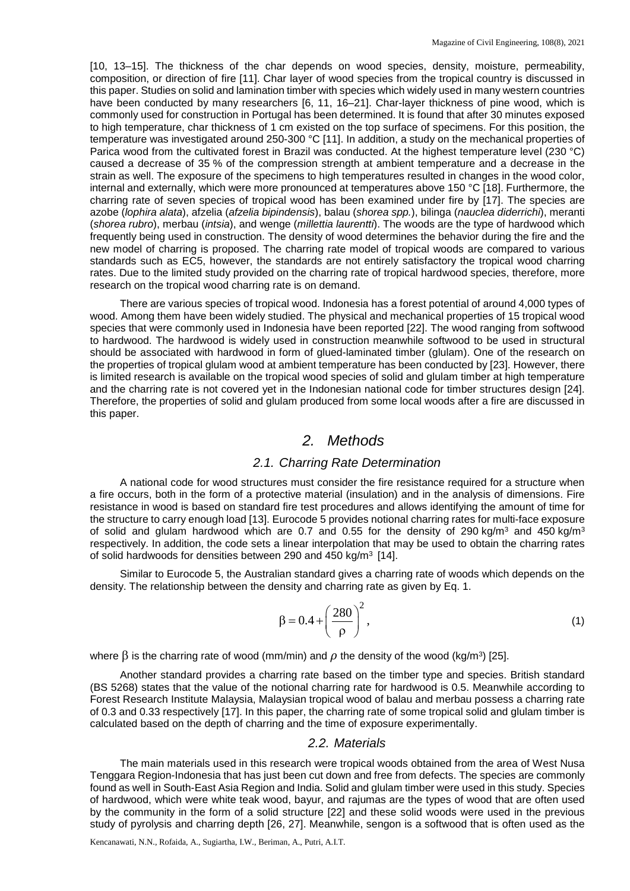[10, 13–15]. The thickness of the char depends on wood species, density, moisture, permeability, composition, or direction of fire [11]. Char layer of wood species from the tropical country is discussed in this paper. Studies on solid and lamination timber with species which widely used in many western countries have been conducted by many researchers [6, 11, 16–21]. Char-layer thickness of pine wood, which is commonly used for construction in Portugal has been determined. It is found that after 30 minutes exposed to high temperature, char thickness of 1 cm existed on the top surface of specimens. For this position, the temperature was investigated around 250-300 °C [11]. In addition, a study on the mechanical properties of Parica wood from the cultivated forest in Brazil was conducted. At the highest temperature level (230 °C) caused a decrease of 35 % of the compression strength at ambient temperature and a decrease in the strain as well. The exposure of the specimens to high temperatures resulted in changes in the wood color, internal and externally, which were more pronounced at temperatures above 150 °C [18]. Furthermore, the charring rate of seven species of tropical wood has been examined under fire by [17]. The species are azobe (*lophira alata*), afzelia (*afzelia bipindensis*), balau (*shorea spp.*), bilinga (*nauclea diderrichi*), meranti (*shorea rubro*), merbau (*intsia*), and wenge (*millettia laurentti*). The woods are the type of hardwood which frequently being used in construction. The density of wood determines the behavior during the fire and the new model of charring is proposed. The charring rate model of tropical woods are compared to various standards such as EC5, however, the standards are not entirely satisfactory the tropical wood charring rates. Due to the limited study provided on the charring rate of tropical hardwood species, therefore, more research on the tropical wood charring rate is on demand.

There are various species of tropical wood. Indonesia has a forest potential of around 4,000 types of wood. Among them have been widely studied. The physical and mechanical properties of 15 tropical wood species that were commonly used in Indonesia have been reported [22]. The wood ranging from softwood to hardwood. The hardwood is widely used in construction meanwhile softwood to be used in structural should be associated with hardwood in form of glued-laminated timber (glulam). One of the research on the properties of tropical glulam wood at ambient temperature has been conducted by [23]. However, there is limited research is available on the tropical wood species of solid and glulam timber at high temperature and the charring rate is not covered yet in the Indonesian national code for timber structures design [24]. Therefore, the properties of solid and glulam produced from some local woods after a fire are discussed in this paper.

## 2. Methods

### 2.1. Charring Rate Determination

A national code for wood structures must consider the fire resistance required for a structure when a fire occurs, both in the form of a protective material (insulation) and in the analysis of dimensions. Fire resistance in wood is based on standard fire test procedures and allows identifying the amount of time for the structure to carry enough load [13]. Eurocode 5 provides notional charring rates for multi-face exposure of solid and glulam hardwood which are 0.7 and 0.55 for the density of 290 kg/m$^3$ and 450 kg/m$^3$ respectively. In addition, the code sets a linear interpolation that may be used to obtain the charring rates of solid hardwoods for densities between 290 and 450 kg/m$^3$ [14].

Similar to Eurocode 5, the Australian standard gives a charring rate of woods which depends on the density. The relationship between the density and charring rate as given by Eq. 1.

$$\beta = 0.4 + \left(\frac{280}{\rho}\right)^2, \tag{1}$$

where $\beta$ is the charring rate of wood (mm/min) and $\rho$ the density of the wood (kg/m$^3$) [25].

Another standard provides a charring rate based on the timber type and species. British standard (BS 5268) states that the value of the notional charring rate for hardwood is 0.5. Meanwhile according to Forest Research Institute Malaysia, Malaysian tropical wood of balau and merbau possess a charring rate of 0.3 and 0.33 respectively [17]. In this paper, the charring rate of some tropical solid and glulam timber is calculated based on the depth of charring and the time of exposure experimentally.

### 2.2. Materials

The main materials used in this research were tropical woods obtained from the area of West Nusa Tenggara Region-Indonesia that has just been cut down and free from defects. The species are commonly found as well in South-East Asia Region and India. Solid and glulam timber were used in this study. Species of hardwood, which were white teak wood, bayur, and rajumas are the types of wood that are often used by the community in the form of a solid structure [22] and these solid woods were used in the previous study of pyrolysis and charring depth [26, 27]. Meanwhile, sengon is a softwood that is often used as the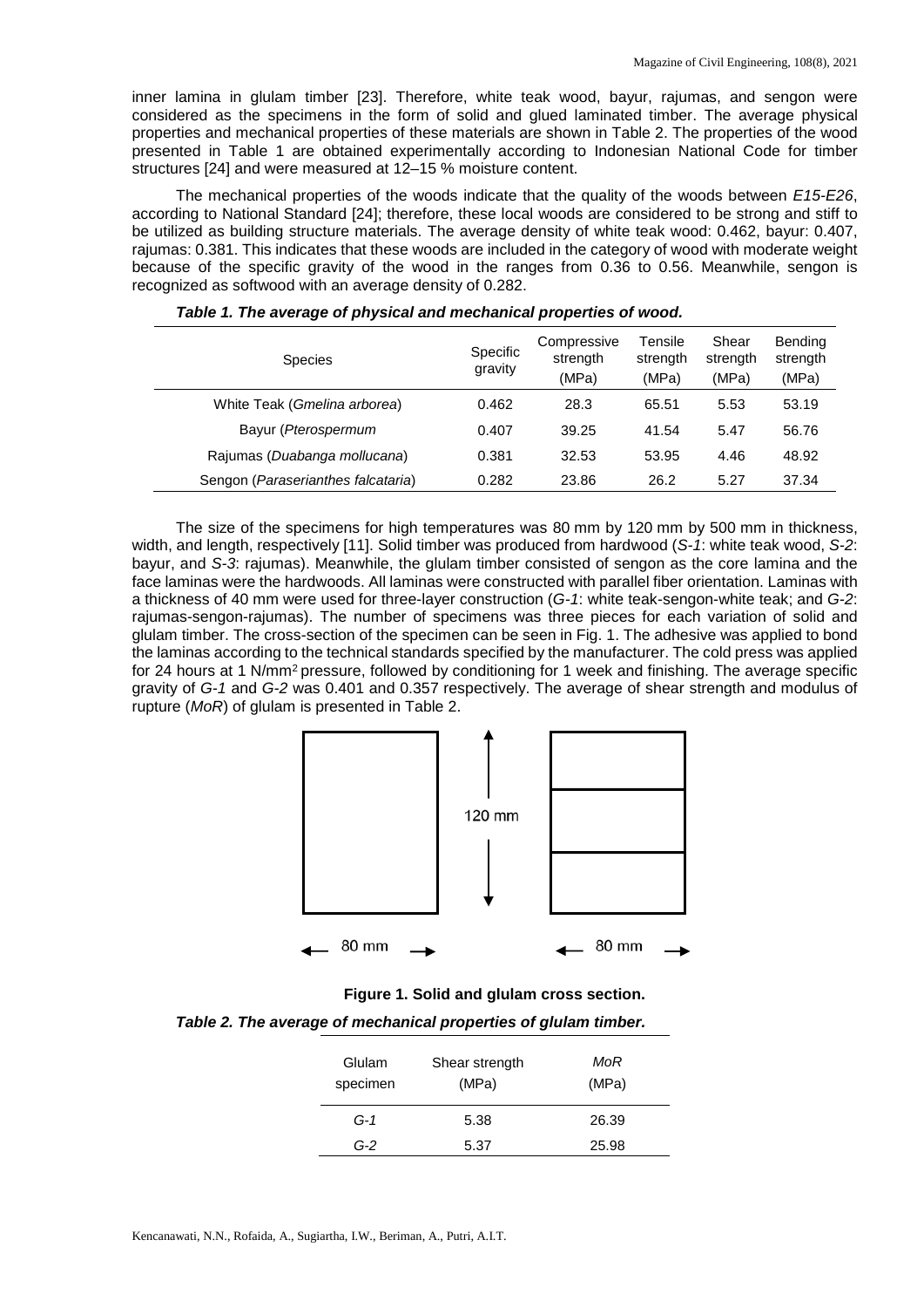inner lamina in glulam timber [23]. Therefore, white teak wood, bayur, rajumas, and sengon were considered as the specimens in the form of solid and glued laminated timber. The average physical properties and mechanical properties of these materials are shown in Table 2. The properties of the wood presented in Table 1 are obtained experimentally according to Indonesian National Code for timber structures [24] and were measured at 12–15 % moisture content.

The mechanical properties of the woods indicate that the quality of the woods between *E15-E26*, according to National Standard [24]; therefore, these local woods are considered to be strong and stiff to be utilized as building structure materials. The average density of white teak wood: 0.462, bayur: 0.407, rajumas: 0.381. This indicates that these woods are included in the category of wood with moderate weight because of the specific gravity of the wood in the ranges from 0.36 to 0.56. Meanwhile, sengon is recognized as softwood with an average density of 0.282.

***Table 1. The average of physical and mechanical properties of wood.***

| Species | Specific gravity | Compressive strength (MPa) | Tensile strength (MPa) | Shear strength (MPa) | Bending strength (MPa) |
|---|---|---|---|---|---|
| White Teak (*Gmelina arborea*) | 0.462 | 28.3 | 65.51 | 5.53 | 53.19 |
| Bayur (*Pterospermum* | 0.407 | 39.25 | 41.54 | 5.47 | 56.76 |
| Rajumas (*Duabanga mollucana*) | 0.381 | 32.53 | 53.95 | 4.46 | 48.92 |
| Sengon (*Paraserianthes falcataria*) | 0.282 | 23.86 | 26.2 | 5.27 | 37.34 |

The size of the specimens for high temperatures was 80 mm by 120 mm by 500 mm in thickness, width, and length, respectively [11]. Solid timber was produced from hardwood (*S-1*: white teak wood, *S-2*: bayur, and *S-3*: rajumas). Meanwhile, the glulam timber consisted of sengon as the core lamina and the face laminas were the hardwoods. All laminas were constructed with parallel fiber orientation. Laminas with a thickness of 40 mm were used for three-layer construction (*G-1*: white teak-sengon-white teak; and *G-2*: rajumas-sengon-rajumas). The number of specimens was three pieces for each variation of solid and glulam timber. The cross-section of the specimen can be seen in Fig. 1. The adhesive was applied to bond the laminas according to the technical standards specified by the manufacturer. The cold press was applied for 24 hours at 1 N/mm$^2$ pressure, followed by conditioning for 1 week and finishing. The average specific gravity of *G-1* and *G-2* was 0.401 and 0.357 respectively. The average of shear strength and modulus of rupture (*MoR*) of glulam is presented in Table 2.

120 mm

80 mm  80 mm

**Figure 1. Solid and glulam cross section.**

***Table 2. The average of mechanical properties of glulam timber.***

| Glulam specimen | Shear strength (MPa) | *MoR* (MPa) |
|---|---|---|
| *G-1* | 5.38 | 26.39 |
| *G-2* | 5.37 | 25.98 |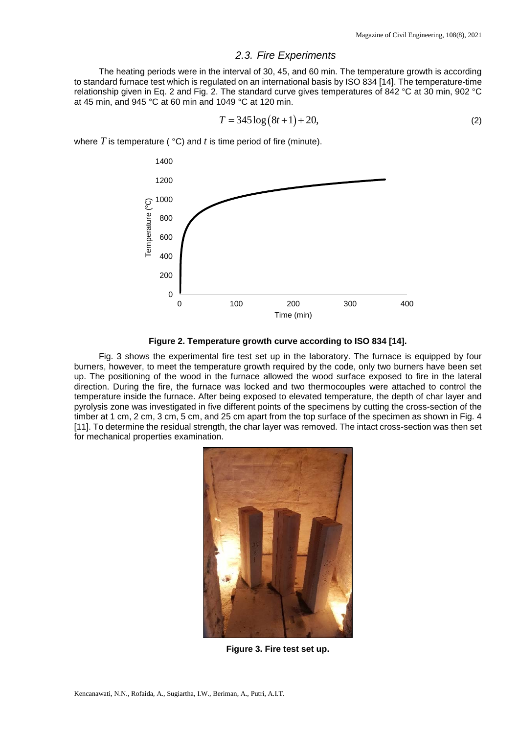### 2.3. Fire Experiments

The heating periods were in the interval of 30, 45, and 60 min. The temperature growth is according to standard furnace test which is regulated on an international basis by ISO 834 [14]. The temperature-time relationship given in Eq. 2 and Fig. 2. The standard curve gives temperatures of 842 °C at 30 min, 902 °C at 45 min, and 945 °C at 60 min and 1049 °C at 120 min.

$$T = 345\log(8t+1) + 20, \tag{2}$$

where $T$ is temperature ( °C) and $t$ is time period of fire (minute).

**Figure 2. Temperature growth curve according to ISO 834 [14].**

Fig. 3 shows the experimental fire test set up in the laboratory. The furnace is equipped by four burners, however, to meet the temperature growth required by the code, only two burners have been set up. The positioning of the wood in the furnace allowed the wood surface exposed to fire in the lateral direction. During the fire, the furnace was locked and two thermocouples were attached to control the temperature inside the furnace. After being exposed to elevated temperature, the depth of char layer and pyrolysis zone was investigated in five different points of the specimens by cutting the cross-section of the timber at 1 cm, 2 cm, 3 cm, 5 cm, and 25 cm apart from the top surface of the specimen as shown in Fig. 4 [11]. To determine the residual strength, the char layer was removed. The intact cross-section was then set for mechanical properties examination.

**Figure 3. Fire test set up.**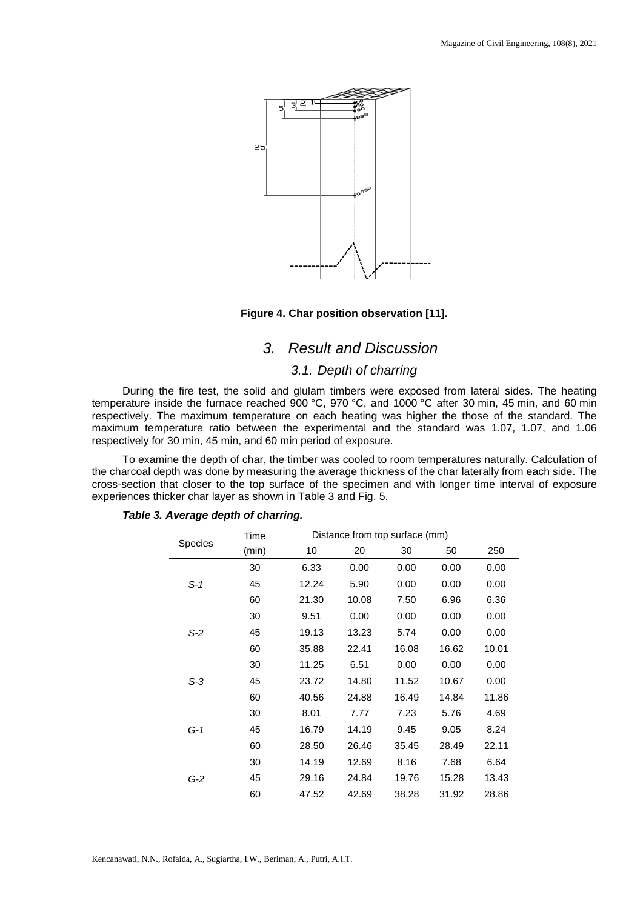Figure 4. Char position observation [11].

# 3. Result and Discussion

## 3.1. Depth of charring

During the fire test, the solid and glulam timbers were exposed from lateral sides. The heating temperature inside the furnace reached 900 °C, 970 °C, and 1000 °C after 30 min, 45 min, and 60 min respectively. The maximum temperature on each heating was higher the those of the standard. The maximum temperature ratio between the experimental and the standard was 1.07, 1.07, and 1.06 respectively for 30 min, 45 min, and 60 min period of exposure.

To examine the depth of char, the timber was cooled to room temperatures naturally. Calculation of the charcoal depth was done by measuring the average thickness of the char laterally from each side. The cross-section that closer to the top surface of the specimen and with longer time interval of exposure experiences thicker char layer as shown in Table 3 and Fig. 5.

***Table 3. Average depth of charring.***

| Species | Time (min) | Distance from top surface (mm) | | | | |
|---|---|---|---|---|---|---|
| | | 10 | 20 | 30 | 50 | 250 |
| *S-1* | 30 | 6.33 | 0.00 | 0.00 | 0.00 | 0.00 |
| | 45 | 12.24 | 5.90 | 0.00 | 0.00 | 0.00 |
| | 60 | 21.30 | 10.08 | 7.50 | 6.96 | 6.36 |
| *S-2* | 30 | 9.51 | 0.00 | 0.00 | 0.00 | 0.00 |
| | 45 | 19.13 | 13.23 | 5.74 | 0.00 | 0.00 |
| | 60 | 35.88 | 22.41 | 16.08 | 16.62 | 10.01 |
| *S-3* | 30 | 11.25 | 6.51 | 0.00 | 0.00 | 0.00 |
| | 45 | 23.72 | 14.80 | 11.52 | 10.67 | 0.00 |
| | 60 | 40.56 | 24.88 | 16.49 | 14.84 | 11.86 |
| *G-1* | 30 | 8.01 | 7.77 | 7.23 | 5.76 | 4.69 |
| | 45 | 16.79 | 14.19 | 9.45 | 9.05 | 8.24 |
| | 60 | 28.50 | 26.46 | 35.45 | 28.49 | 22.11 |
| *G-2* | 30 | 14.19 | 12.69 | 8.16 | 7.68 | 6.64 |
| | 45 | 29.16 | 24.84 | 19.76 | 15.28 | 13.43 |
| | 60 | 47.52 | 42.69 | 38.28 | 31.92 | 28.86 |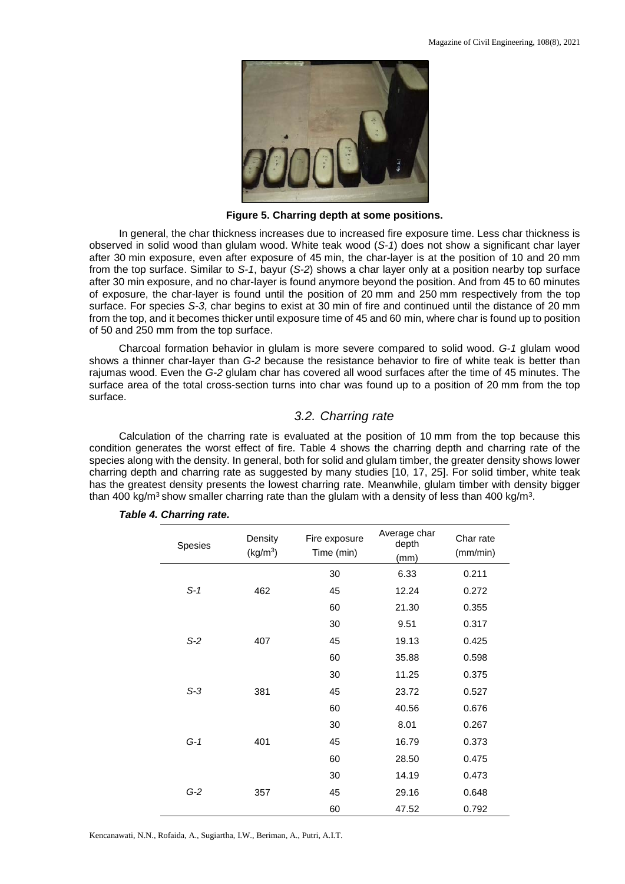**Figure 5. Charring depth at some positions.**

In general, the char thickness increases due to increased fire exposure time. Less char thickness is observed in solid wood than glulam wood. White teak wood (*S-1*) does not show a significant char layer after 30 min exposure, even after exposure of 45 min, the char-layer is at the position of 10 and 20 mm from the top surface. Similar to *S-1*, bayur (*S-2*) shows a char layer only at a position nearby top surface after 30 min exposure, and no char-layer is found anymore beyond the position. And from 45 to 60 minutes of exposure, the char-layer is found until the position of 20 mm and 250 mm respectively from the top surface. For species *S-3*, char begins to exist at 30 min of fire and continued until the distance of 20 mm from the top, and it becomes thicker until exposure time of 45 and 60 min, where char is found up to position of 50 and 250 mm from the top surface.

Charcoal formation behavior in glulam is more severe compared to solid wood. *G-1* glulam wood shows a thinner char-layer than *G-2* because the resistance behavior to fire of white teak is better than rajumas wood. Even the *G-2* glulam char has covered all wood surfaces after the time of 45 minutes. The surface area of the total cross-section turns into char was found up to a position of 20 mm from the top surface.

### 3.2. Charring rate

Calculation of the charring rate is evaluated at the position of 10 mm from the top because this condition generates the worst effect of fire. Table 4 shows the charring depth and charring rate of the species along with the density. In general, both for solid and glulam timber, the greater density shows lower charring depth and charring rate as suggested by many studies [10, 17, 25]. For solid timber, white teak has the greatest density presents the lowest charring rate. Meanwhile, glulam timber with density bigger than 400 kg/m$^3$ show smaller charring rate than the glulam with a density of less than 400 kg/m$^3$.

***Table 4. Charring rate.***

| Spesies | Density (kg/m$^3$) | Fire exposure Time (min) | Average char depth (mm) | Char rate (mm/min) |
|---|---|---|---|---|
| | | 30 | 6.33 | 0.211 |
| *S-1* | 462 | 45 | 12.24 | 0.272 |
| | | 60 | 21.30 | 0.355 |
| | | 30 | 9.51 | 0.317 |
| *S-2* | 407 | 45 | 19.13 | 0.425 |
| | | 60 | 35.88 | 0.598 |
| | | 30 | 11.25 | 0.375 |
| *S-3* | 381 | 45 | 23.72 | 0.527 |
| | | 60 | 40.56 | 0.676 |
| | | 30 | 8.01 | 0.267 |
| *G-1* | 401 | 45 | 16.79 | 0.373 |
| | | 60 | 28.50 | 0.475 |
| | | 30 | 14.19 | 0.473 |
| *G-2* | 357 | 45 | 29.16 | 0.648 |
| | | 60 | 47.52 | 0.792 |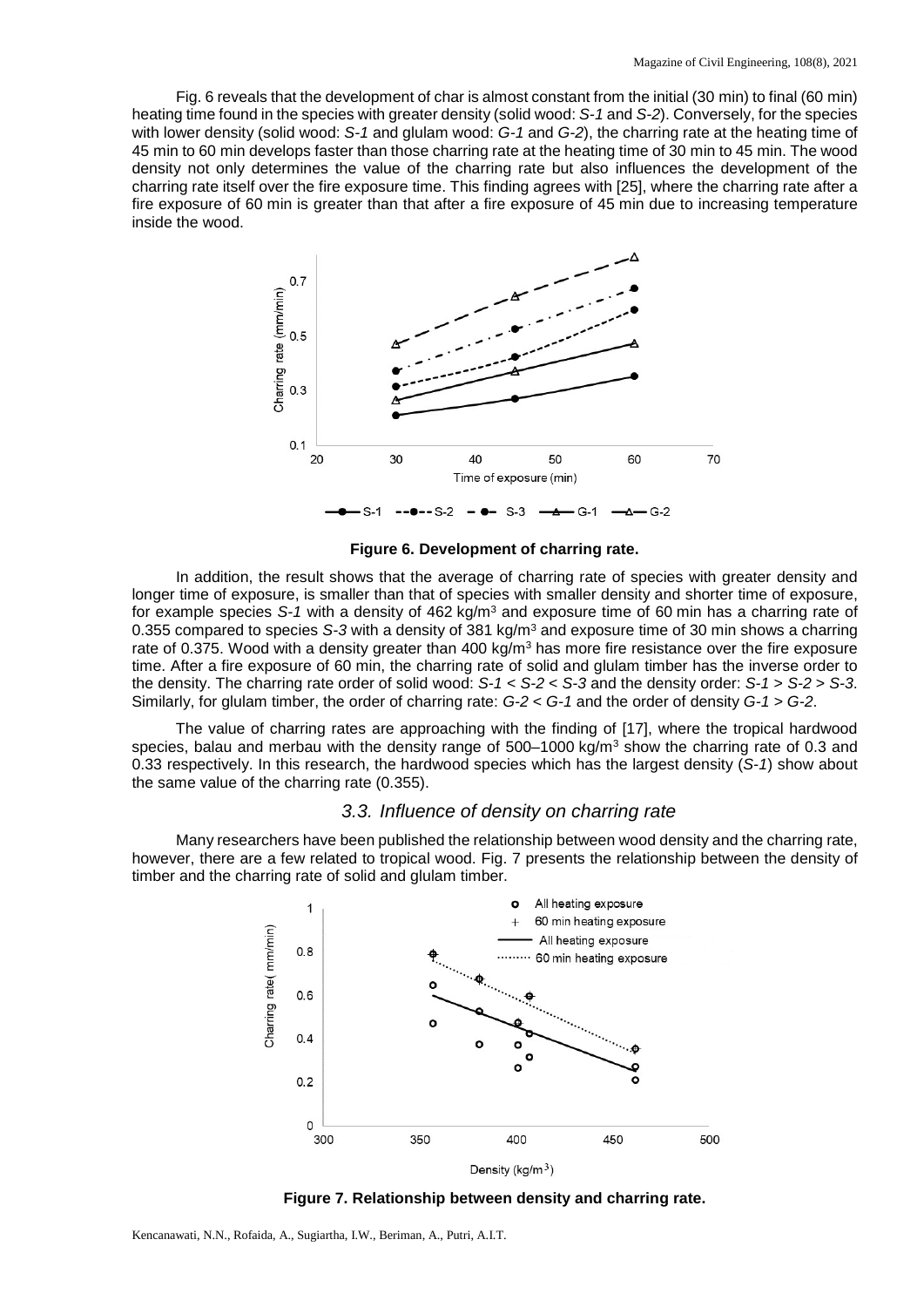Fig. 6 reveals that the development of char is almost constant from the initial (30 min) to final (60 min) heating time found in the species with greater density (solid wood: *S-1* and *S-2*). Conversely, for the species with lower density (solid wood: *S-1* and glulam wood: *G-1* and *G-2*), the charring rate at the heating time of 45 min to 60 min develops faster than those charring rate at the heating time of 30 min to 45 min. The wood density not only determines the value of the charring rate but also influences the development of the charring rate itself over the fire exposure time. This finding agrees with [25], where the charring rate after a fire exposure of 60 min is greater than that after a fire exposure of 45 min due to increasing temperature inside the wood.

**Figure 6. Development of charring rate.**

In addition, the result shows that the average of charring rate of species with greater density and longer time of exposure, is smaller than that of species with smaller density and shorter time of exposure, for example species *S-1* with a density of 462 kg/m$^3$ and exposure time of 60 min has a charring rate of 0.355 compared to species *S-3* with a density of 381 kg/m$^3$ and exposure time of 30 min shows a charring rate of 0.375. Wood with a density greater than 400 kg/m$^3$ has more fire resistance over the fire exposure time. After a fire exposure of 60 min, the charring rate of solid and glulam timber has the inverse order to the density. The charring rate order of solid wood: *S-1 < S-2 < S-3* and the density order: *S-1 > S-2 > S-3*. Similarly, for glulam timber, the order of charring rate: *G-2 < G-1* and the order of density *G-1 > G-2*.

The value of charring rates are approaching with the finding of [17], where the tropical hardwood species, balau and merbau with the density range of 500–1000 kg/m$^3$ show the charring rate of 0.3 and 0.33 respectively. In this research, the hardwood species which has the largest density (*S-1*) show about the same value of the charring rate (0.355).

### *3.3. Influence of density on charring rate*

Many researchers have been published the relationship between wood density and the charring rate, however, there are a few related to tropical wood. Fig. 7 presents the relationship between the density of timber and the charring rate of solid and glulam timber.

**Figure 7. Relationship between density and charring rate.**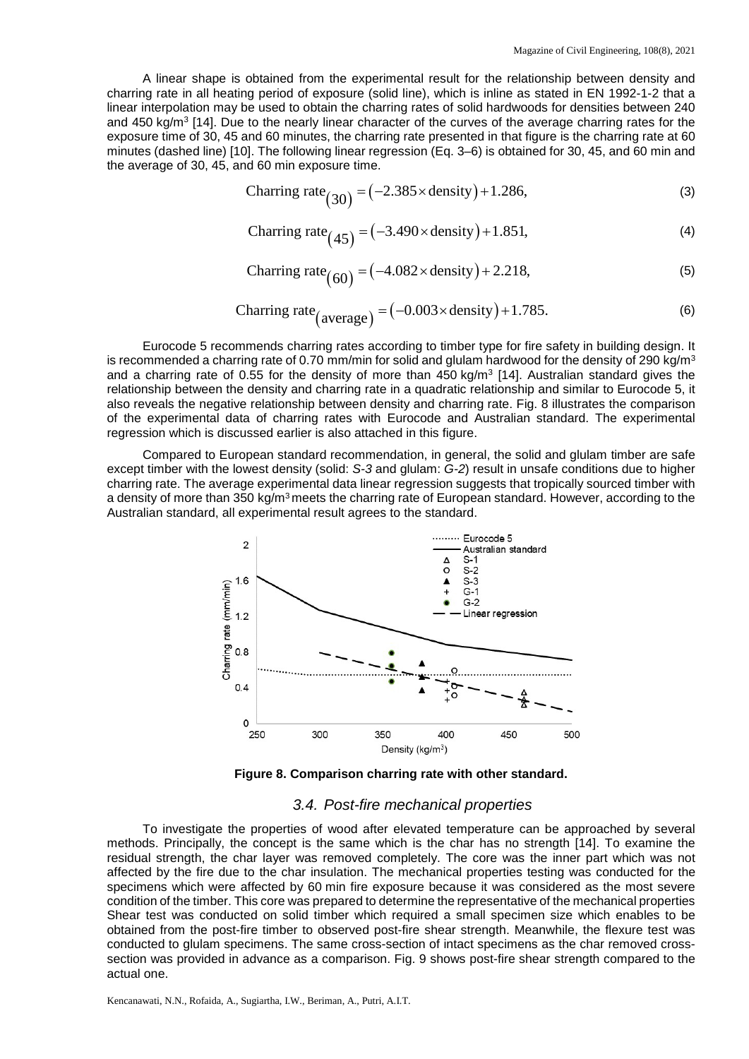A linear shape is obtained from the experimental result for the relationship between density and charring rate in all heating period of exposure (solid line), which is inline as stated in EN 1992-1-2 that a linear interpolation may be used to obtain the charring rates of solid hardwoods for densities between 240 and 450 kg/m$^3$ [14]. Due to the nearly linear character of the curves of the average charring rates for the exposure time of 30, 45 and 60 minutes, the charring rate presented in that figure is the charring rate at 60 minutes (dashed line) [10]. The following linear regression (Eq. 3–6) is obtained for 30, 45, and 60 min and the average of 30, 45, and 60 min exposure time.

$$\text{Charring rate}_{(30)} = (-2.385 \times \text{density}) + 1.286, \tag{3}$$

$$\text{Charring rate}_{(45)} = (-3.490 \times \text{density}) + 1.851, \tag{4}$$

$$\text{Charring rate}_{(60)} = (-4.082 \times \text{density}) + 2.218, \tag{5}$$

$$\text{Charring rate}_{(\text{average})} = (-0.003 \times \text{density}) + 1.785. \tag{6}$$

Eurocode 5 recommends charring rates according to timber type for fire safety in building design. It is recommended a charring rate of 0.70 mm/min for solid and glulam hardwood for the density of 290 kg/m$^3$ and a charring rate of 0.55 for the density of more than 450 kg/m$^3$ [14]. Australian standard gives the relationship between the density and charring rate in a quadratic relationship and similar to Eurocode 5, it also reveals the negative relationship between density and charring rate. Fig. 8 illustrates the comparison of the experimental data of charring rates with Eurocode and Australian standard. The experimental regression which is discussed earlier is also attached in this figure.

Compared to European standard recommendation, in general, the solid and glulam timber are safe except timber with the lowest density (solid: *S-3* and glulam: *G-2*) result in unsafe conditions due to higher charring rate. The average experimental data linear regression suggests that tropically sourced timber with a density of more than 350 kg/m$^3$ meets the charring rate of European standard. However, according to the Australian standard, all experimental result agrees to the standard.

**Figure 8. Comparison charring rate with other standard.**

### *3.4. Post-fire mechanical properties*

To investigate the properties of wood after elevated temperature can be approached by several methods. Principally, the concept is the same which is the char has no strength [14]. To examine the residual strength, the char layer was removed completely. The core was the inner part which was not affected by the fire due to the char insulation. The mechanical properties testing was conducted for the specimens which were affected by 60 min fire exposure because it was considered as the most severe condition of the timber. This core was prepared to determine the representative of the mechanical properties Shear test was conducted on solid timber which required a small specimen size which enables to be obtained from the post-fire timber to observed post-fire shear strength. Meanwhile, the flexure test was conducted to glulam specimens. The same cross-section of intact specimens as the char removed cross-section was provided in advance as a comparison. Fig. 9 shows post-fire shear strength compared to the actual one.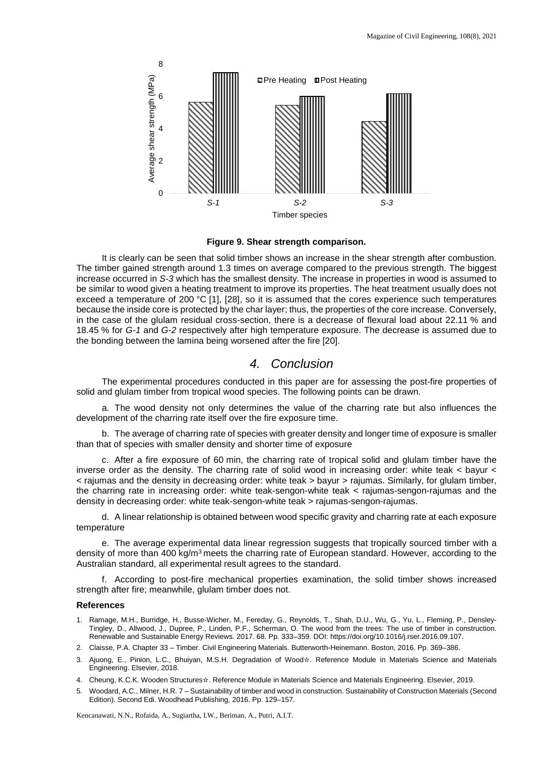**Figure 9. Shear strength comparison.**

It is clearly can be seen that solid timber shows an increase in the shear strength after combustion. The timber gained strength around 1.3 times on average compared to the previous strength. The biggest increase occurred in *S-3* which has the smallest density. The increase in properties in wood is assumed to be similar to wood given a heating treatment to improve its properties. The heat treatment usually does not exceed a temperature of 200 °C [1], [28], so it is assumed that the cores experience such temperatures because the inside core is protected by the char layer; thus, the properties of the core increase. Conversely, in the case of the glulam residual cross-section, there is a decrease of flexural load about 22.11 % and 18.45 % for *G-1* and *G-2* respectively after high temperature exposure. The decrease is assumed due to the bonding between the lamina being worsened after the fire [20].

## *4. Conclusion*

The experimental procedures conducted in this paper are for assessing the post-fire properties of solid and glulam timber from tropical wood species. The following points can be drawn.

a. The wood density not only determines the value of the charring rate but also influences the development of the charring rate itself over the fire exposure time.

b. The average of charring rate of species with greater density and longer time of exposure is smaller than that of species with smaller density and shorter time of exposure

c. After a fire exposure of 60 min, the charring rate of tropical solid and glulam timber have the inverse order as the density. The charring rate of solid wood in increasing order: white teak < bayur < < rajumas and the density in decreasing order: white teak > bayur > rajumas. Similarly, for glulam timber, the charring rate in increasing order: white teak-sengon-white teak < rajumas-sengon-rajumas and the density in decreasing order: white teak-sengon-white teak > rajumas-sengon-rajumas.

d. A linear relationship is obtained between wood specific gravity and charring rate at each exposure temperature

e. The average experimental data linear regression suggests that tropically sourced timber with a density of more than 400 kg/m$^3$ meets the charring rate of European standard. However, according to the Australian standard, all experimental result agrees to the standard.

f. According to post-fire mechanical properties examination, the solid timber shows increased strength after fire; meanwhile, glulam timber does not.

### References

1. Ramage, M.H., Burridge, H., Busse-Wicher, M., Fereday, G., Reynolds, T., Shah, D.U., Wu, G., Yu, L., Fleming, P., Densley-Tingley, D., Allwood, J., Dupree, P., Linden, P.F., Scherman, O. The wood from the trees: The use of timber in construction. Renewable and Sustainable Energy Reviews. 2017. 68. Pp. 333–359. DOI: https://doi.org/10.1016/j.rser.2016.09.107.
2. Claisse, P.A. Chapter 33 – Timber. Civil Engineering Materials. Butterworth-Heinemann. Boston, 2016. Pp. 369–386.
3. Ajuong, E., Pinion, L.C., Bhuiyan, M.S.H. Degradation of Wood☆. Reference Module in Materials Science and Materials Engineering. Elsevier, 2018.
4. Cheung, K.C.K. Wooden Structures☆. Reference Module in Materials Science and Materials Engineering. Elsevier, 2019.
5. Woodard, A.C., Milner, H.R. 7 – Sustainability of timber and wood in construction. Sustainability of Construction Materials (Second Edition). Second Edi. Woodhead Publishing, 2016. Pp. 129–157.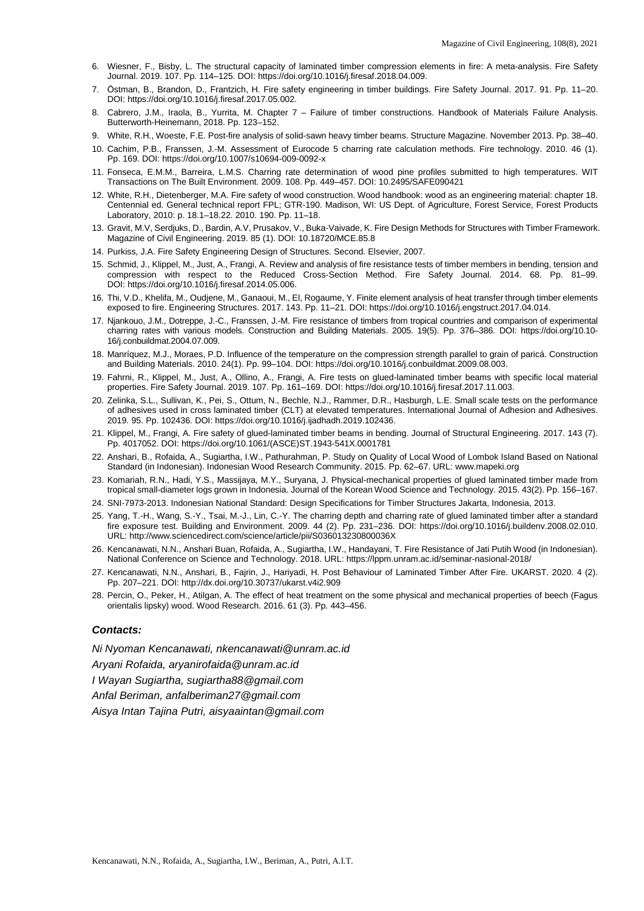6. Wiesner, F., Bisby, L. The structural capacity of laminated timber compression elements in fire: A meta-analysis. Fire Safety Journal. 2019. 107. Pp. 114–125. DOI: https://doi.org/10.1016/j.firesaf.2018.04.009.
7. Östman, B., Brandon, D., Frantzich, H. Fire safety engineering in timber buildings. Fire Safety Journal. 2017. 91. Pp. 11–20. DOI: https://doi.org/10.1016/j.firesaf.2017.05.002.
8. Cabrero, J.M., Iraola, B., Yurrita, M. Chapter 7 – Failure of timber constructions. Handbook of Materials Failure Analysis. Butterworth-Heinemann, 2018. Pp. 123–152.
9. White, R.H., Woeste, F.E. Post-fire analysis of solid-sawn heavy timber beams. Structure Magazine. November 2013. Pp. 38–40.
10. Cachim, P.B., Franssen, J.-M. Assessment of Eurocode 5 charring rate calculation methods. Fire technology. 2010. 46 (1). Pp. 169. DOI: https://doi.org/10.1007/s10694-009-0092-x
11. Fonseca, E.M.M., Barreira, L.M.S. Charring rate determination of wood pine profiles submitted to high temperatures. WIT Transactions on The Built Environment. 2009. 108. Pp. 449–457. DOI: 10.2495/SAFE090421
12. White, R.H., Dietenberger, M.A. Fire safety of wood construction. Wood handbook: wood as an engineering material: chapter 18. Centennial ed. General technical report FPL; GTR-190. Madison, WI: US Dept. of Agriculture, Forest Service, Forest Products Laboratory, 2010: p. 18.1–18.22. 2010. 190. Pp. 11–18.
13. Gravit, M.V, Serdjuks, D., Bardin, A.V, Prusakov, V., Buka-Vaivade, K. Fire Design Methods for Structures with Timber Framework. Magazine of Civil Engineering. 2019. 85 (1). DOI: 10.18720/MCE.85.8
14. Purkiss, J.A. Fire Safety Engineering Design of Structures. Second. Elsevier, 2007.
15. Schmid, J., Klippel, M., Just, A., Frangi, A. Review and analysis of fire resistance tests of timber members in bending, tension and compression with respect to the Reduced Cross-Section Method. Fire Safety Journal. 2014. 68. Pp. 81–99. DOI: https://doi.org/10.1016/j.firesaf.2014.05.006.
16. Thi, V.D., Khelifa, M., Oudjene, M., Ganaoui, M., El, Rogaume, Y. Finite element analysis of heat transfer through timber elements exposed to fire. Engineering Structures. 2017. 143. Pp. 11–21. DOI: https://doi.org/10.1016/j.engstruct.2017.04.014.
17. Njankouo, J.M., Dotreppe, J.-C., Franssen, J.-M. Fire resistance of timbers from tropical countries and comparison of experimental charring rates with various models. Construction and Building Materials. 2005. 19(5). Pp. 376–386. DOI: https://doi.org/10.10-16/j.conbuildmat.2004.07.009.
18. Manríquez, M.J., Moraes, P.D. Influence of the temperature on the compression strength parallel to grain of paricá. Construction and Building Materials. 2010. 24(1). Pp. 99–104. DOI: https://doi.org/10.1016/j.conbuildmat.2009.08.003.
19. Fahrni, R., Klippel, M., Just, A., Ollino, A., Frangi, A. Fire tests on glued-laminated timber beams with specific local material properties. Fire Safety Journal. 2019. 107. Pp. 161–169. DOI: https://doi.org/10.1016/j.firesaf.2017.11.003.
20. Zelinka, S.L., Sullivan, K., Pei, S., Ottum, N., Bechle, N.J., Rammer, D.R., Hasburgh, L.E. Small scale tests on the performance of adhesives used in cross laminated timber (CLT) at elevated temperatures. International Journal of Adhesion and Adhesives. 2019. 95. Pp. 102436. DOI: https://doi.org/10.1016/j.ijadhadh.2019.102436.
21. Klippel, M., Frangi, A. Fire safety of glued-laminated timber beams in bending. Journal of Structural Engineering. 2017. 143 (7). Pp. 4017052. DOI: https://doi.org/10.1061/(ASCE)ST.1943-541X.0001781
22. Anshari, B., Rofaida, A., Sugiartha, I.W., Pathurahman, P. Study on Quality of Local Wood of Lombok Island Based on National Standard (in Indonesian). Indonesian Wood Research Community. 2015. Pp. 62–67. URL: www.mapeki.org
23. Komariah, R.N., Hadi, Y.S., Massijaya, M.Y., Suryana, J. Physical-mechanical properties of glued laminated timber made from tropical small-diameter logs grown in Indonesia. Journal of the Korean Wood Science and Technology. 2015. 43(2). Pp. 156–167.
24. SNI-7973-2013. Indonesian National Standard: Design Specifications for Timber Structures Jakarta, Indonesia, 2013.
25. Yang, T.-H., Wang, S.-Y., Tsai, M.-J., Lin, C.-Y. The charring depth and charring rate of glued laminated timber after a standard fire exposure test. Building and Environment. 2009. 44 (2). Pp. 231–236. DOI: https://doi.org/10.1016/j.buildenv.2008.02.010. URL: http://www.sciencedirect.com/science/article/pii/S036013230800036X
26. Kencanawati, N.N., Anshari Buan, Rofaida, A., Sugiartha, I.W., Handayani, T. Fire Resistance of Jati Putih Wood (in Indonesian). National Conference on Science and Technology. 2018. URL: https://lppm.unram.ac.id/seminar-nasional-2018/
27. Kencanawati, N.N., Anshari, B., Fajrin, J., Hariyadi, H. Post Behaviour of Laminated Timber After Fire. UKARST. 2020. 4 (2). Pp. 207–221. DOI: http://dx.doi.org/10.30737/ukarst.v4i2.909
28. Percin, O., Peker, H., Atilgan, A. The effect of heat treatment on the some physical and mechanical properties of beech (Fagus orientalis lipsky) wood. Wood Research. 2016. 61 (3). Pp. 443–456.

### *Contacts:*

*Ni Nyoman Kencanawati, nkencanawati@unram.ac.id*

*Aryani Rofaida, aryanirofaida@unram.ac.id*

*I Wayan Sugiartha, sugiartha88@gmail.com*

*Anfal Beriman, anfalberiman27@gmail.com*

*Aisya Intan Tajina Putri, aisyaaintan@gmail.com*